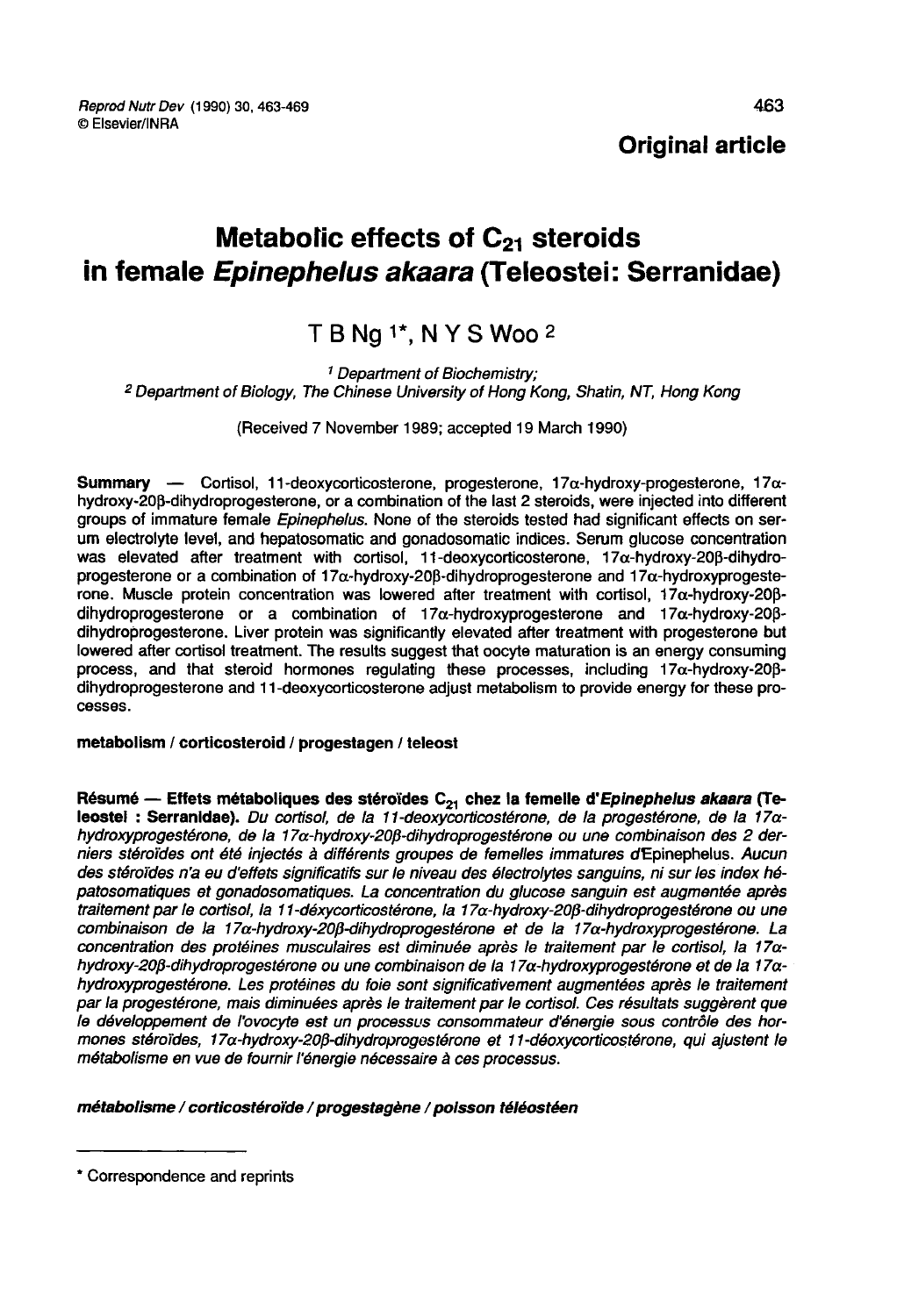**Original article**

# Metabolic effects of $C_{21}$ steroids in female *Epinephelus akaara* (Teleostei: Serranidae)

T B Ng [1*], N Y S Woo [2]

[1] Department of Biochemistry;
[2] Department of Biology, The Chinese University of Hong Kong, Shatin, NT, Hong Kong

(Received 7 November 1989; accepted 19 March 1990)

**Summary** — Cortisol, 11-deoxycorticosterone, progesterone, 17α-hydroxy-progesterone, 17α-hydroxy-20β-dihydroprogesterone, or a combination of the last 2 steroids, were injected into different groups of immature female *Epinephelus*. None of the steroids tested had significant effects on serum electrolyte level, and hepatosomatic and gonadosomatic indices. Serum glucose concentration was elevated after treatment with cortisol, 11-deoxycorticosterone, 17α-hydroxy-20β-dihydroprogesterone or a combination of 17α-hydroxy-20β-dihydroprogesterone and 17α-hydroxyprogesterone. Muscle protein concentration was lowered after treatment with cortisol, 17α-hydroxy-20β-dihydroprogesterone or a combination of 17α-hydroxyprogesterone and 17α-hydroxy-20β-dihydroprogesterone. Liver protein was significantly elevated after treatment with progesterone but lowered after cortisol treatment. The results suggest that oocyte maturation is an energy consuming process, and that steroid hormones regulating these processes, including 17α-hydroxy-20β-dihydroprogesterone and 11-deoxycorticosterone adjust metabolism to provide energy for these processes.

**metabolism / corticosteroid / progestagen / teleost**

**Résumé — Effets métaboliques des stéroïdes $C_{21}$ chez la femelle d'*Epinephelus akaara* (Teleostei : Serranidae).** *Du cortisol, de la 11-deoxycorticostérone, de la progestérone, de la 17α-hydroxyprogestérone, de la 17α-hydroxy-20β-dihydroprogestérone ou une combinaison des 2 derniers stéroïdes ont été injectés à différents groupes de femelles immatures d'Epinephelus. Aucun des stéroïdes n'a eu d'effets significatifs sur le niveau des électrolytes sanguins, ni sur les index hépatosomatiques et gonadosomatiques. La concentration du glucose sanguin est augmentée après traitement par le cortisol, la 11-déxycorticostérone, la 17α-hydroxy-20β-dihydroprogestérone ou une combinaison de la 17α-hydroxy-20β-dihydroprogestérone et de la 17α-hydroxyprogestérone. La concentration des protéines musculaires est diminuée après le traitement par le cortisol, la 17α-hydroxy-20β-dihydroprogestérone ou une combinaison de la 17α-hydroxyprogestérone et de la 17α-hydroxyprogestérone. Les protéines du foie sont significativement augmentées après le traitement par la progestérone, mais diminuées après le traitement par le cortisol. Ces résultats suggèrent que le développement de l'ovocyte est un processus consommateur d'énergie sous contrôle des hormones stéroïdes, 17α-hydroxy-20β-dihydroprogestérone et 11-déoxycorticostérone, qui ajustent le métabolisme en vue de fournir l'énergie nécessaire à ces processus.*

***métabolisme / corticostéroïde / progestagène / poisson téléostéen***

---

\* Correspondence and reprints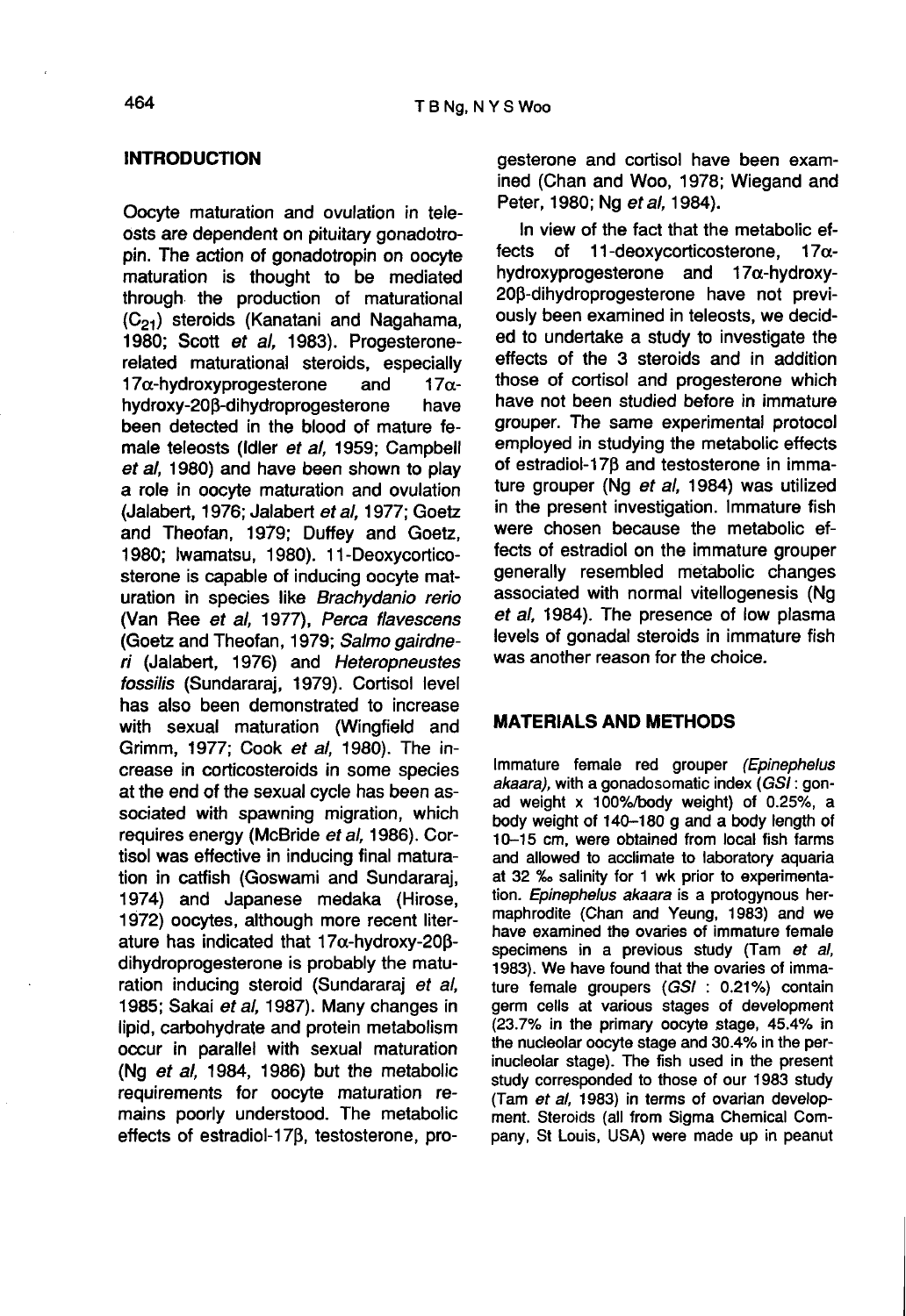## INTRODUCTION

Oocyte maturation and ovulation in teleosts are dependent on pituitary gonadotropin. The action of gonadotropin on oocyte maturation is thought to be mediated through the production of maturational ($C_{21}$) steroids (Kanatani and Nagahama, 1980; Scott *et al*, 1983). Progesterone-related maturational steroids, especially 17α-hydroxyprogesterone and 17α-hydroxy-20β-dihydroprogesterone have been detected in the blood of mature female teleosts (Idler *et al*, 1959; Campbell *et al*, 1980) and have been shown to play a role in oocyte maturation and ovulation (Jalabert, 1976; Jalabert *et al*, 1977; Goetz and Theofan, 1979; Duffey and Goetz, 1980; Iwamatsu, 1980). 11-Deoxycorticosterone is capable of inducing oocyte maturation in species like *Brachydanio rerio* (Van Ree *et al*, 1977), *Perca flavescens* (Goetz and Theofan, 1979; *Salmo gairdneri* (Jalabert, 1976) and *Heteropneustes fossilis* (Sundararaj, 1979). Cortisol level has also been demonstrated to increase with sexual maturation (Wingfield and Grimm, 1977; Cook *et al*, 1980). The increase in corticosteroids in some species at the end of the sexual cycle has been associated with spawning migration, which requires energy (McBride *et al*, 1986). Cortisol was effective in inducing final maturation in catfish (Goswami and Sundararaj, 1974) and Japanese medaka (Hirose, 1972) oocytes, although more recent literature has indicated that 17α-hydroxy-20β-dihydroprogesterone is probably the maturation inducing steroid (Sundararaj *et al*, 1985; Sakai *et al*, 1987). Many changes in lipid, carbohydrate and protein metabolism occur in parallel with sexual maturation (Ng *et al*, 1984, 1986) but the metabolic requirements for oocyte maturation remains poorly understood. The metabolic effects of estradiol-17β, testosterone, progesterone and cortisol have been examined (Chan and Woo, 1978; Wiegand and Peter, 1980; Ng *et al*, 1984).

In view of the fact that the metabolic effects of 11-deoxycorticosterone, 17α-hydroxyprogesterone and 17α-hydroxy-20β-dihydroprogesterone have not previously been examined in teleosts, we decided to undertake a study to investigate the effects of the 3 steroids and in addition those of cortisol and progesterone which have not been studied before in immature grouper. The same experimental protocol employed in studying the metabolic effects of estradiol-17β and testosterone in immature grouper (Ng *et al*, 1984) was utilized in the present investigation. Immature fish were chosen because the metabolic effects of estradiol on the immature grouper generally resembled metabolic changes associated with normal vitellogenesis (Ng *et al*, 1984). The presence of low plasma levels of gonadal steroids in immature fish was another reason for the choice.

## MATERIALS AND METHODS

Immature female red grouper (*Epinephelus akaara*), with a gonadosomatic index (*GSI*: gonad weight x 100%/body weight) of 0.25%, a body weight of 140–180 g and a body length of 10–15 cm, were obtained from local fish farms and allowed to acclimate to laboratory aquaria at 32 ‰ salinity for 1 wk prior to experimentation. *Epinephelus akaara* is a protogynous hermaphrodite (Chan and Yeung, 1983) and we have examined the ovaries of immature female specimens in a previous study (Tam *et al*, 1983). We have found that the ovaries of immature female groupers (*GSI* : 0.21%) contain germ cells at various stages of development (23.7% in the primary oocyte stage, 45.4% in the nucleolar oocyte stage and 30.4% in the perinucleolar stage). The fish used in the present study corresponded to those of our 1983 study (Tam *et al*, 1983) in terms of ovarian development. Steroids (all from Sigma Chemical Company, St Louis, USA) were made up in peanut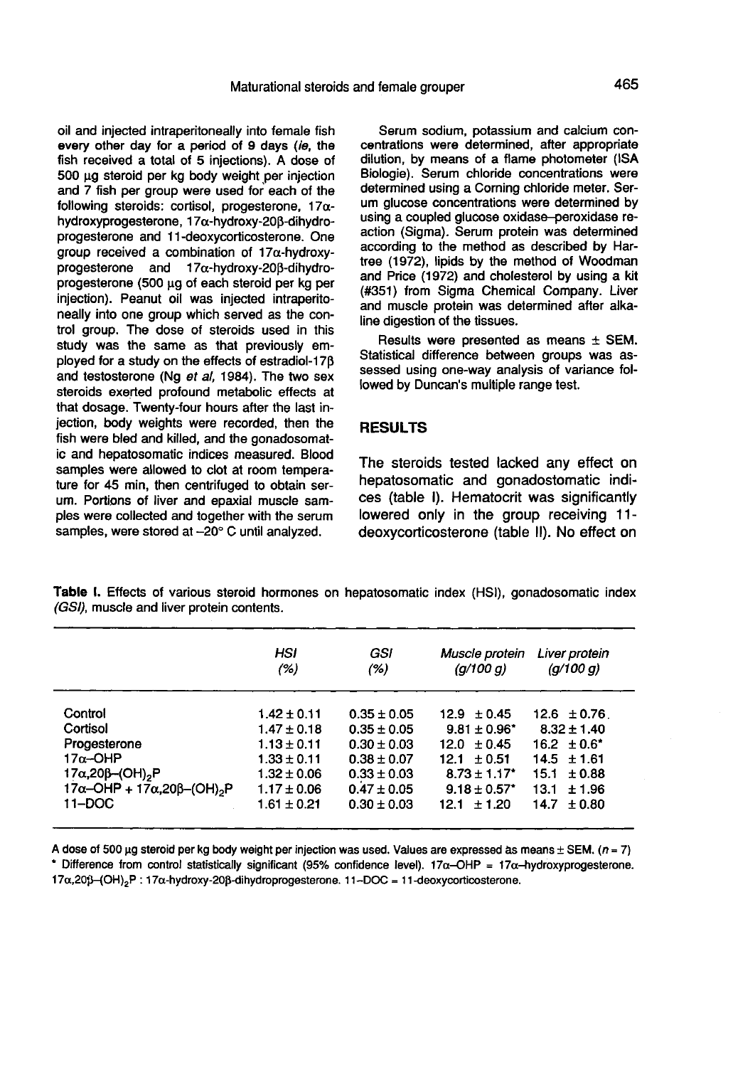oil and injected intraperitoneally into female fish every other day for a period of 9 days (*ie*, the fish received a total of 5 injections). A dose of 500 µg steroid per kg body weight per injection and 7 fish per group were used for each of the following steroids: cortisol, progesterone, 17α-hydroxyprogesterone, 17α-hydroxy-20β-dihydroprogesterone and 11-deoxycorticosterone. One group received a combination of 17α-hydroxyprogesterone and 17α-hydroxy-20β-dihydroprogesterone (500 µg of each steroid per kg per injection). Peanut oil was injected intraperitoneally into one group which served as the control group. The dose of steroids used in this study was the same as that previously employed for a study on the effects of estradiol-17β and testosterone (Ng *et al*, 1984). The two sex steroids exerted profound metabolic effects at that dosage. Twenty-four hours after the last injection, body weights were recorded, then the fish were bled and killed, and the gonadosomatic and hepatosomatic indices measured. Blood samples were allowed to clot at room temperature for 45 min, then centrifuged to obtain serum. Portions of liver and epaxial muscle samples were collected and together with the serum samples, were stored at –20° C until analyzed.

Serum sodium, potassium and calcium concentrations were determined, after appropriate dilution, by means of a flame photometer (ISA Biologie). Serum chloride concentrations were determined using a Corning chloride meter. Serum glucose concentrations were determined by using a coupled glucose oxidase–peroxidase reaction (Sigma). Serum protein was determined according to the method as described by Hartree (1972), lipids by the method of Woodman and Price (1972) and cholesterol by using a kit (#351) from Sigma Chemical Company. Liver and muscle protein was determined after alkaline digestion of the tissues.

Results were presented as means ± SEM. Statistical difference between groups was assessed using one-way analysis of variance followed by Duncan's multiple range test.

## RESULTS

The steroids tested lacked any effect on hepatosomatic and gonadostomatic indices (table I). Hematocrit was significantly lowered only in the group receiving 11-deoxycorticosterone (table II). No effect on

**Table I.** Effects of various steroid hormones on hepatosomatic index (HSI), gonadosomatic index *(GSI)*, muscle and liver protein contents.

| | *HSI (%)* | *GSI (%)* | *Muscle protein (g/100 g)* | *Liver protein (g/100 g)* |
|---|---|---|---|---|
| Control | 1.42 ± 0.11 | 0.35 ± 0.05 | 12.9 ± 0.45 | 12.6 ± 0.76 |
| Cortisol | 1.47 ± 0.18 | 0.35 ± 0.05 | 9.81 ± 0.96* | 8.32 ± 1.40 |
| Progesterone | 1.13 ± 0.11 | 0.30 ± 0.03 | 12.0 ± 0.45 | 16.2 ± 0.6* |
| 17α–OHP | 1.33 ± 0.11 | 0.38 ± 0.07 | 12.1 ± 0.51 | 14.5 ± 1.61 |
| 17α,20β–(OH)$_2$P | 1.32 ± 0.06 | 0.33 ± 0.03 | 8.73 ± 1.17* | 15.1 ± 0.88 |
| 17α–OHP + 17α,20β–(OH)$_2$P | 1.17 ± 0.06 | 0.47 ± 0.05 | 9.18 ± 0.57* | 13.1 ± 1.96 |
| 11–DOC | 1.61 ± 0.21 | 0.30 ± 0.03 | 12.1 ± 1.20 | 14.7 ± 0.80 |

A dose of 500 µg steroid per kg body weight per injection was used. Values are expressed as means ± SEM. ($n$ = 7)
* Difference from control statistically significant (95% confidence level). 17α–OHP = 17α–hydroxyprogesterone. 17α,20β–(OH)$_2$P : 17α-hydroxy-20β-dihydroprogesterone. 11–DOC = 11-deoxycorticosterone.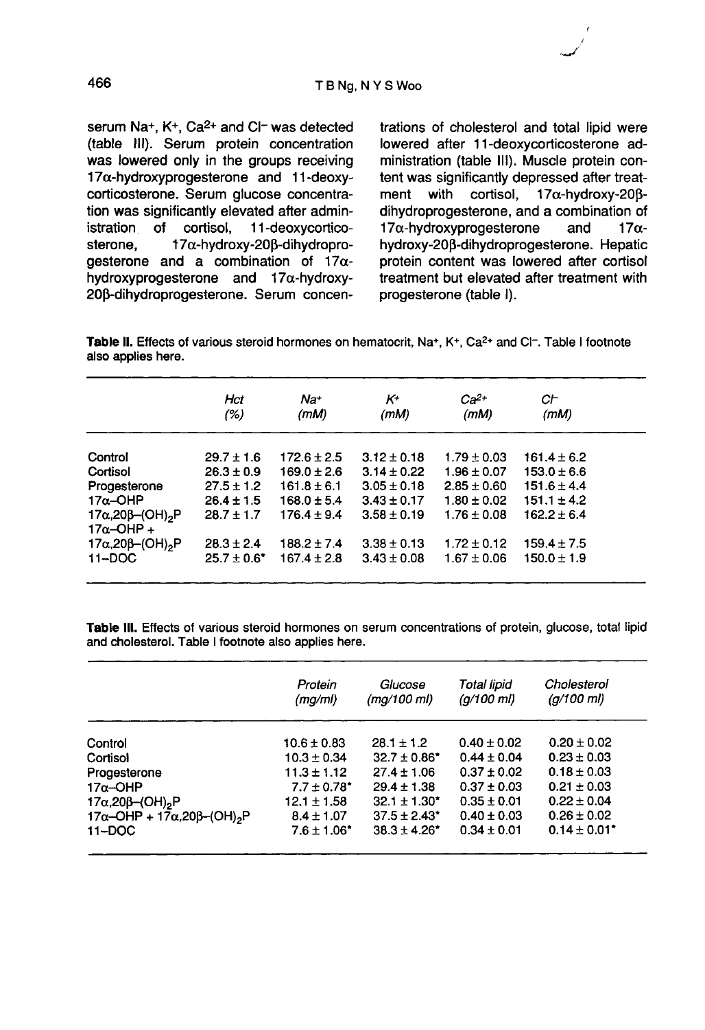serum $Na^+$, $K^+$, $Ca^{2+}$ and $Cl^-$ was detected (table III). Serum protein concentration was lowered only in the groups receiving 17α-hydroxyprogesterone and 11-deoxycorticosterone. Serum glucose concentration was significantly elevated after administration of cortisol, 11-deoxycorticosterone, 17α-hydroxy-20β-dihydroprogesterone and a combination of 17α-hydroxyprogesterone and 17α-hydroxy-20β-dihydroprogesterone. Serum concentrations of cholesterol and total lipid were lowered after 11-deoxycorticosterone administration (table III). Muscle protein content was significantly depressed after treatment with cortisol, 17α-hydroxy-20β-dihydroprogesterone, and a combination of 17α-hydroxyprogesterone and 17α-hydroxy-20β-dihydroprogesterone. Hepatic protein content was lowered after cortisol treatment but elevated after treatment with progesterone (table I).

**Table II.** Effects of various steroid hormones on hematocrit, $Na^+$, $K^+$, $Ca^{2+}$ and $Cl^-$. Table I footnote also applies here.

| | *Hct* *(%)* | *$Na^+$* *(mM)* | *$K^+$* *(mM)* | *$Ca^{2+}$* *(mM)* | *$Cl^-$* *(mM)* |
|---|---|---|---|---|---|
| Control | 29.7 ± 1.6 | 172.6 ± 2.5 | 3.12 ± 0.18 | 1.79 ± 0.03 | 161.4 ± 6.2 |
| Cortisol | 26.3 ± 0.9 | 169.0 ± 2.6 | 3.14 ± 0.22 | 1.96 ± 0.07 | 153.0 ± 6.6 |
| Progesterone | 27.5 ± 1.2 | 161.8 ± 6.1 | 3.05 ± 0.18 | 2.85 ± 0.60 | 151.6 ± 4.4 |
| 17α–OHP | 26.4 ± 1.5 | 168.0 ± 5.4 | 3.43 ± 0.17 | 1.80 ± 0.02 | 151.1 ± 4.2 |
| 17α,20β–$(OH)_2$P | 28.7 ± 1.7 | 176.4 ± 9.4 | 3.58 ± 0.19 | 1.76 ± 0.08 | 162.2 ± 6.4 |
| 17α–OHP + 17α,20β–$(OH)_2$P | 28.3 ± 2.4 | 188.2 ± 7.4 | 3.38 ± 0.13 | 1.72 ± 0.12 | 159.4 ± 7.5 |
| 11–DOC | 25.7 ± 0.6* | 167.4 ± 2.8 | 3.43 ± 0.08 | 1.67 ± 0.06 | 150.0 ± 1.9 |

**Table III.** Effects of various steroid hormones on serum concentrations of protein, glucose, total lipid and cholesterol. Table I footnote also applies here.

| | *Protein* *(mg/ml)* | *Glucose* *(mg/100 ml)* | *Total lipid* *(g/100 ml)* | *Cholesterol* *(g/100 ml)* |
|---|---|---|---|---|
| Control | 10.6 ± 0.83 | 28.1 ± 1.2 | 0.40 ± 0.02 | 0.20 ± 0.02 |
| Cortisol | 10.3 ± 0.34 | 32.7 ± 0.86* | 0.44 ± 0.04 | 0.23 ± 0.03 |
| Progesterone | 11.3 ± 1.12 | 27.4 ± 1.06 | 0.37 ± 0.02 | 0.18 ± 0.03 |
| 17α–OHP | 7.7 ± 0.78* | 29.4 ± 1.38 | 0.37 ± 0.03 | 0.21 ± 0.03 |
| 17α,20β–$(OH)_2$P | 12.1 ± 1.58 | 32.1 ± 1.30* | 0.35 ± 0.01 | 0.22 ± 0.04 |
| 17α–OHP + 17α,20β–$(OH)_2$P | 8.4 ± 1.07 | 37.5 ± 2.43* | 0.40 ± 0.03 | 0.26 ± 0.02 |
| 11–DOC | 7.6 ± 1.06* | 38.3 ± 4.26* | 0.34 ± 0.01 | 0.14 ± 0.01* |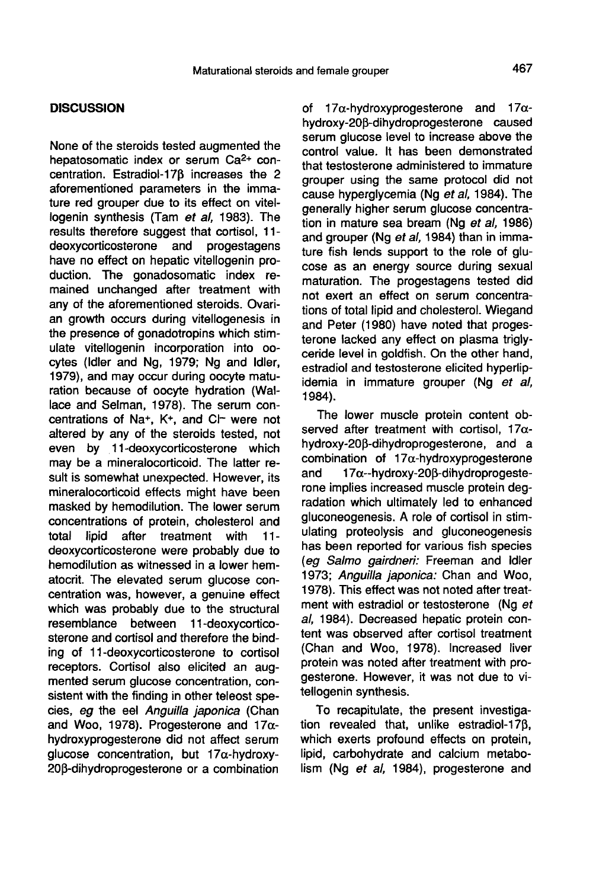## DISCUSSION

None of the steroids tested augmented the hepatosomatic index or serum $Ca^{2+}$ concentration. Estradiol-17β increases the 2 aforementioned parameters in the immature red grouper due to its effect on vitellogenin synthesis (Tam *et al*, 1983). The results therefore suggest that cortisol, 11-deoxycorticosterone and progestagens have no effect on hepatic vitellogenin production. The gonadosomatic index remained unchanged after treatment with any of the aforementioned steroids. Ovarian growth occurs during vitellogenesis in the presence of gonadotropins which stimulate vitellogenin incorporation into oocytes (Idler and Ng, 1979; Ng and Idler, 1979), and may occur during oocyte maturation because of oocyte hydration (Wallace and Selman, 1978). The serum concentrations of $Na^{+}$, $K^{+}$, and $Cl^{-}$ were not altered by any of the steroids tested, not even by 11-deoxycorticosterone which may be a mineralocorticoid. The latter result is somewhat unexpected. However, its mineralocorticoid effects might have been masked by hemodilution. The lower serum concentrations of protein, cholesterol and total lipid after treatment with 11-deoxycorticosterone were probably due to hemodilution as witnessed in a lower hematocrit. The elevated serum glucose concentration was, however, a genuine effect which was probably due to the structural resemblance between 11-deoxycorticosterone and cortisol and therefore the binding of 11-deoxycorticosterone to cortisol receptors. Cortisol also elicited an augmented serum glucose concentration, consistent with the finding in other teleost species, *eg* the eel *Anguilla japonica* (Chan and Woo, 1978). Progesterone and 17α-hydroxyprogesterone did not affect serum glucose concentration, but 17α-hydroxy-20β-dihydroprogesterone or a combination of 17α-hydroxyprogesterone and 17α-hydroxy-20β-dihydroprogesterone caused serum glucose level to increase above the control value. It has been demonstrated that testosterone administered to immature grouper using the same protocol did not cause hyperglycemia (Ng *et al*, 1984). The generally higher serum glucose concentration in mature sea bream (Ng *et al*, 1986) and grouper (Ng *et al*, 1984) than in immature fish lends support to the role of glucose as an energy source during sexual maturation. The progestagens tested did not exert an effect on serum concentrations of total lipid and cholesterol. Wiegand and Peter (1980) have noted that progesterone lacked any effect on plasma triglyceride level in goldfish. On the other hand, estradiol and testosterone elicited hyperlipidemia in immature grouper (Ng *et al*, 1984).

The lower muscle protein content observed after treatment with cortisol, 17α-hydroxy-20β-dihydroprogesterone, and a combination of 17α-hydroxyprogesterone and 17α--hydroxy-20β-dihydroprogesterone implies increased muscle protein degradation which ultimately led to enhanced gluconeogenesis. A role of cortisol in stimulating proteolysis and gluconeogenesis has been reported for various fish species (*eg Salmo gairdneri:* Freeman and Idler 1973; *Anguilla japonica:* Chan and Woo, 1978). This effect was not noted after treatment with estradiol or testosterone (Ng *et al*, 1984). Decreased hepatic protein content was observed after cortisol treatment (Chan and Woo, 1978). Increased liver protein was noted after treatment with progesterone. However, it was not due to vitellogenin synthesis.

To recapitulate, the present investigation revealed that, unlike estradiol-17β, which exerts profound effects on protein, lipid, carbohydrate and calcium metabolism (Ng *et al*, 1984), progesterone and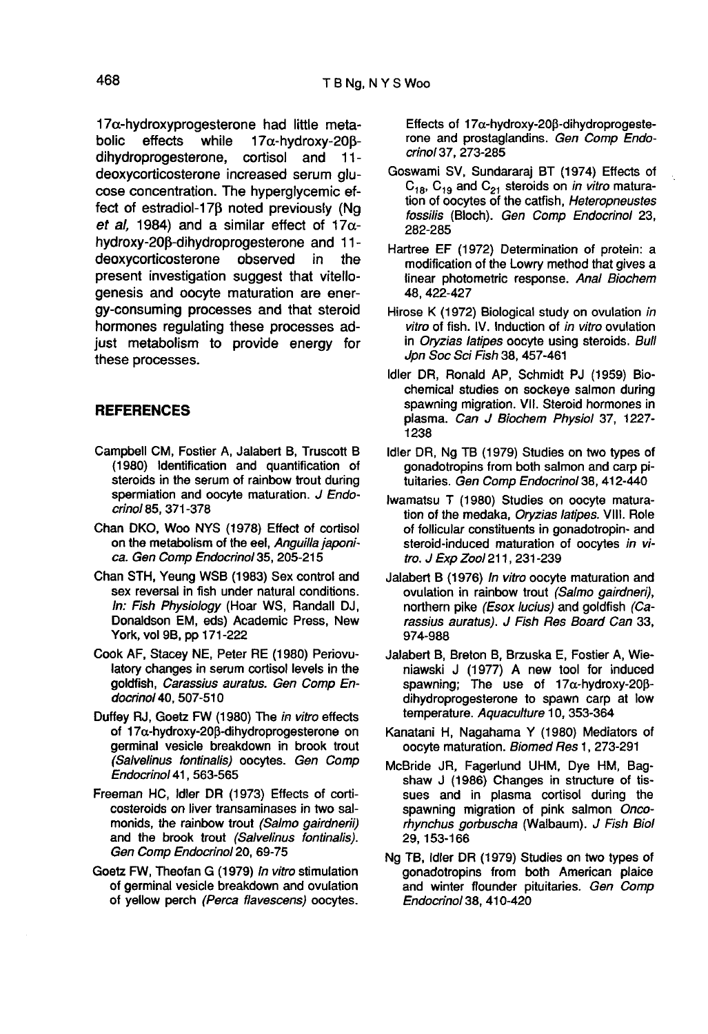17α-hydroxyprogesterone had little metabolic effects while 17α-hydroxy-20β-dihydroprogesterone, cortisol and 11-deoxycorticosterone increased serum glucose concentration. The hyperglycemic effect of estradiol-17β noted previously (Ng *et al*, 1984) and a similar effect of 17α-hydroxy-20β-dihydroprogesterone and 11-deoxycorticosterone observed in the present investigation suggest that vitellogenesis and oocyte maturation are energy-consuming processes and that steroid hormones regulating these processes adjust metabolism to provide energy for these processes.

## REFERENCES

Campbell CM, Fostier A, Jalabert B, Truscott B (1980) Identification and quantification of steroids in the serum of rainbow trout during spermiation and oocyte maturation. *J Endocrinol* 85, 371-378

Chan DKO, Woo NYS (1978) Effect of cortisol on the metabolism of the eel, *Anguilla japonica*. *Gen Comp Endocrinol* 35, 205-215

Chan STH, Yeung WSB (1983) Sex control and sex reversal in fish under natural conditions. *In: Fish Physiology* (Hoar WS, Randall DJ, Donaldson EM, eds) Academic Press, New York, vol 9B, pp 171-222

Cook AF, Stacey NE, Peter RE (1980) Periovulatory changes in serum cortisol levels in the goldfish, *Carassius auratus*. *Gen Comp Endocrinol* 40, 507-510

Duffey RJ, Goetz FW (1980) The *in vitro* effects of 17α-hydroxy-20β-dihydroprogesterone on germinal vesicle breakdown in brook trout *(Salvelinus fontinalis)* oocytes. *Gen Comp Endocrinol* 41, 563-565

Freeman HC, Idler DR (1973) Effects of corticosteroids on liver transaminases in two salmonids, the rainbow trout *(Salmo gairdnerii)* and the brook trout *(Salvelinus fontinalis)*. *Gen Comp Endocrinol* 20, 69-75

Goetz FW, Theofan G (1979) *In vitro* stimulation of germinal vesicle breakdown and ovulation of yellow perch *(Perca flavescens)* oocytes. Effects of 17α-hydroxy-20β-dihydroprogesterone and prostaglandins. *Gen Comp Endocrinol* 37, 273-285

Goswami SV, Sundararaj BT (1974) Effects of $C_{18}$, $C_{19}$ and $C_{21}$ steroids on *in vitro* maturation of oocytes of the catfish, *Heteropneustes fossilis* (Bloch). *Gen Comp Endocrinol* 23, 282-285

Hartree EF (1972) Determination of protein: a modification of the Lowry method that gives a linear photometric response. *Anal Biochem* 48, 422-427

Hirose K (1972) Biological study on ovulation *in vitro* of fish. IV. Induction of *in vitro* ovulation in *Oryzias latipes* oocyte using steroids. *Bull Jpn Soc Sci Fish* 38, 457-461

Idler DR, Ronald AP, Schmidt PJ (1959) Biochemical studies on sockeye salmon during spawning migration. VII. Steroid hormones in plasma. *Can J Biochem Physiol* 37, 1227-1238

Idler DR, Ng TB (1979) Studies on two types of gonadotropins from both salmon and carp pituitaries. *Gen Comp Endocrinol* 38, 412-440

Iwamatsu T (1980) Studies on oocyte maturation of the medaka, *Oryzias latipes*. VIII. Role of follicular constituents in gonadotropin- and steroid-induced maturation of oocytes *in vitro*. *J Exp Zool* 211, 231-239

Jalabert B (1976) *In vitro* oocyte maturation and ovulation in rainbow trout *(Salmo gairdneri)*, northern pike *(Esox lucius)* and goldfish *(Carassius auratus)*. *J Fish Res Board Can* 33, 974-988

Jalabert B, Breton B, Brzuska E, Fostier A, Wieniawski J (1977) A new tool for induced spawning; The use of 17α-hydroxy-20β-dihydroprogesterone to spawn carp at low temperature. *Aquaculture* 10, 353-364

Kanatani H, Nagahama Y (1980) Mediators of oocyte maturation. *Biomed Res* 1, 273-291

McBride JR, Fagerlund UHM, Dye HM, Bagshaw J (1986) Changes in structure of tissues and in plasma cortisol during the spawning migration of pink salmon *Oncorhynchus gorbuscha* (Walbaum). *J Fish Biol* 29, 153-166

Ng TB, Idler DR (1979) Studies on two types of gonadotropins from both American plaice and winter flounder pituitaries. *Gen Comp Endocrinol* 38, 410-420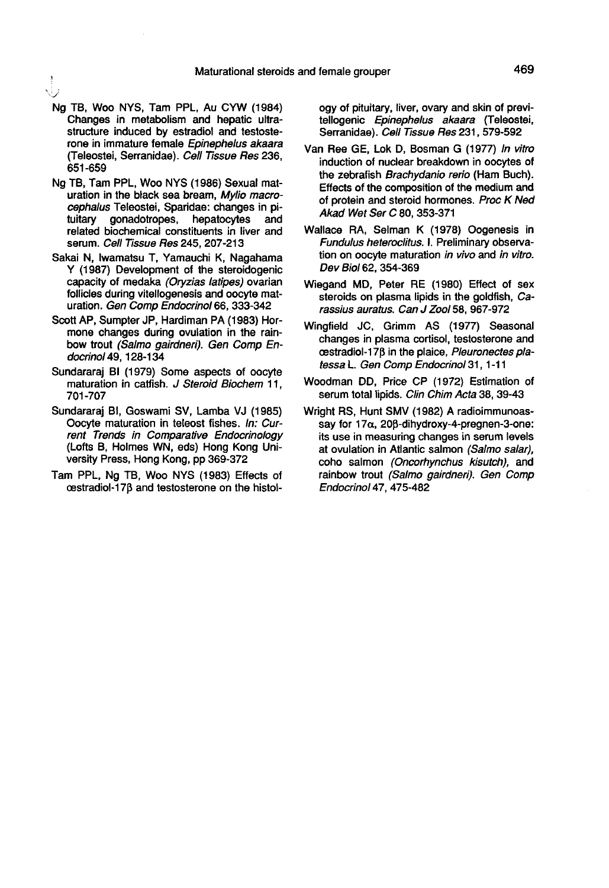Ng TB, Woo NYS, Tam PPL, Au CYW (1984) Changes in metabolism and hepatic ultrastructure induced by estradiol and testosterone in immature female *Epinephelus akaara* (Teleostei, Serranidae). *Cell Tissue Res* 236, 651-659

Ng TB, Tam PPL, Woo NYS (1986) Sexual maturation in the black sea bream, *Mylio macrocephalus* Teleostei, Sparidae: changes in pituitary gonadotropes, hepatocytes and related biochemical constituents in liver and serum. *Cell Tissue Res* 245, 207-213

Sakai N, Iwamatsu T, Yamauchi K, Nagahama Y (1987) Development of the steroidogenic capacity of medaka *(Oryzias latipes)* ovarian follicles during vitellogenesis and oocyte maturation. *Gen Comp Endocrinol* 66, 333-342

Scott AP, Sumpter JP, Hardiman PA (1983) Hormone changes during ovulation in the rainbow trout *(Salmo gairdneri)*. *Gen Comp Endocrinol* 49, 128-134

Sundararaj BI (1979) Some aspects of oocyte maturation in catfish. *J Steroid Biochem* 11, 701-707

Sundararaj BI, Goswami SV, Lamba VJ (1985) Oocyte maturation in teleost fishes. *In: Current Trends in Comparative Endocrinology* (Lofts B, Holmes WN, eds) Hong Kong University Press, Hong Kong, pp 369-372

Tam PPL, Ng TB, Woo NYS (1983) Effects of œstradiol-17β and testosterone on the histology of pituitary, liver, ovary and skin of previtellogenic *Epinephelus akaara* (Teleostei, Serranidae). *Cell Tissue Res* 231, 579-592

Van Ree GE, Lok D, Bosman G (1977) *In vitro* induction of nuclear breakdown in oocytes of the zebrafish *Brachydanio rerio* (Ham Buch). Effects of the composition of the medium and of protein and steroid hormones. *Proc K Ned Akad Wet Ser C* 80, 353-371

Wallace RA, Selman K (1978) Oogenesis in *Fundulus heteroclitus*. I. Preliminary observation on oocyte maturation *in vivo* and *in vitro*. *Dev Biol* 62, 354-369

Wiegand MD, Peter RE (1980) Effect of sex steroids on plasma lipids in the goldfish, *Carassius auratus*. *Can J Zool* 58, 967-972

Wingfield JC, Grimm AS (1977) Seasonal changes in plasma cortisol, testosterone and œstradiol-17β in the plaice, *Pleuronectes platessa* L. *Gen Comp Endocrinol* 31, 1-11

Woodman DD, Price CP (1972) Estimation of serum total lipids. *Clin Chim Acta* 38, 39-43

Wright RS, Hunt SMV (1982) A radioimmunoassay for 17α, 20β-dihydroxy-4-pregnen-3-one: its use in measuring changes in serum levels at ovulation in Atlantic salmon *(Salmo salar)*, coho salmon *(Oncorhynchus kisutch)*, and rainbow trout *(Salmo gairdneri)*. *Gen Comp Endocrinol* 47, 475-482